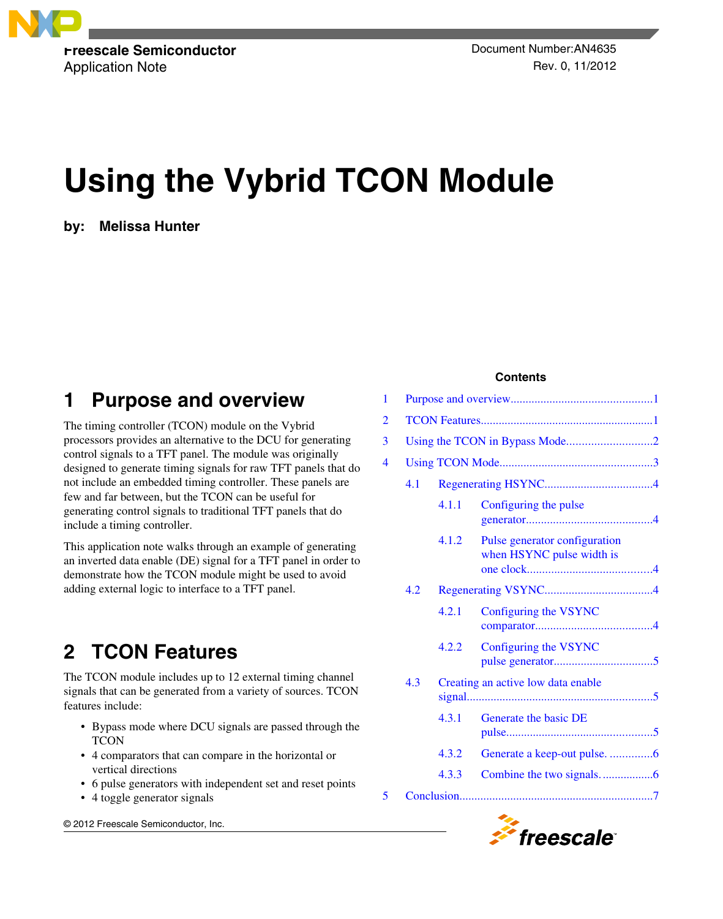Freescale Semiconductor
Application Note

Document Number:AN4635
Rev. 0, 11/2012

# Using the Vybrid TCON Module

**by: Melissa Hunter**

**Contents**

| | | |
|---|---|---|
| 1 | Purpose and overview | 1 |
| 2 | TCON Features | 1 |
| 3 | Using the TCON in Bypass Mode | 2 |
| 4 | Using TCON Mode | 3 |
| 4.1 | Regenerating HSYNC | 4 |
| 4.1.1 | Configuring the pulse generator | 4 |
| 4.1.2 | Pulse generator configuration when HSYNC pulse width is one clock | 4 |
| 4.2 | Regenerating VSYNC | 4 |
| 4.2.1 | Configuring the VSYNC comparator | 4 |
| 4.2.2 | Configuring the VSYNC pulse generator | 5 |
| 4.3 | Creating an active low data enable signal | 5 |
| 4.3.1 | Generate the basic DE pulse | 5 |
| 4.3.2 | Generate a keep-out pulse. | 6 |
| 4.3.3 | Combine the two signals. | 6 |
| 5 | Conclusion | 7 |

## 1 Purpose and overview

The timing controller (TCON) module on the Vybrid processors provides an alternative to the DCU for generating control signals to a TFT panel. The module was originally designed to generate timing signals for raw TFT panels that do not include an embedded timing controller. These panels are few and far between, but the TCON can be useful for generating control signals to traditional TFT panels that do include a timing controller.

This application note walks through an example of generating an inverted data enable (DE) signal for a TFT panel in order to demonstrate how the TCON module might be used to avoid adding external logic to interface to a TFT panel.

## 2 TCON Features

The TCON module includes up to 12 external timing channel signals that can be generated from a variety of sources. TCON features include:

- Bypass mode where DCU signals are passed through the TCON
- 4 comparators that can compare in the horizontal or vertical directions
- 6 pulse generators with independent set and reset points
- 4 toggle generator signals

© 2012 Freescale Semiconductor, Inc.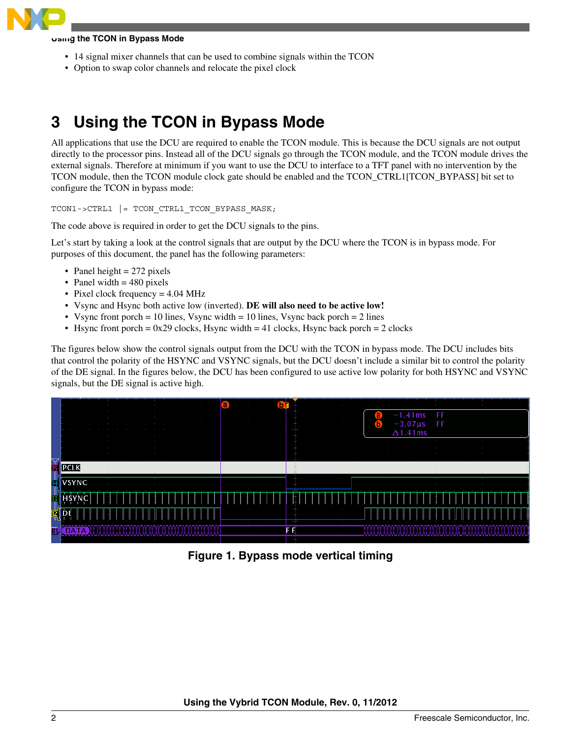- 14 signal mixer channels that can be used to combine signals within the TCON
- Option to swap color channels and relocate the pixel clock

# 3 Using the TCON in Bypass Mode

All applications that use the DCU are required to enable the TCON module. This is because the DCU signals are not output directly to the processor pins. Instead all of the DCU signals go through the TCON module, and the TCON module drives the external signals. Therefore at minimum if you want to use the DCU to interface to a TFT panel with no intervention by the TCON module, then the TCON module clock gate should be enabled and the TCON_CTRL1[TCON_BYPASS] bit set to configure the TCON in bypass mode:

```
TCON1->CTRL1 |= TCON_CTRL1_TCON_BYPASS_MASK;
```

The code above is required in order to get the DCU signals to the pins.

Let's start by taking a look at the control signals that are output by the DCU where the TCON is in bypass mode. For purposes of this document, the panel has the following parameters:

- Panel height = 272 pixels
- Panel width = 480 pixels
- Pixel clock frequency = 4.04 MHz
- Vsync and Hsync both active low (inverted). **DE will also need to be active low!**
- Vsync front porch = 10 lines, Vsync width = 10 lines, Vsync back porch = 2 lines
- Hsync front porch = 0x29 clocks, Hsync width = 41 clocks, Hsync back porch = 2 clocks

The figures below show the control signals output from the DCU with the TCON in bypass mode. The DCU includes bits that control the polarity of the HSYNC and VSYNC signals, but the DCU doesn't include a similar bit to control the polarity of the DE signal. In the figures below, the DCU has been configured to use active low polarity for both HSYNC and VSYNC signals, but the DE signal is active high.

**Figure 1. Bypass mode vertical timing**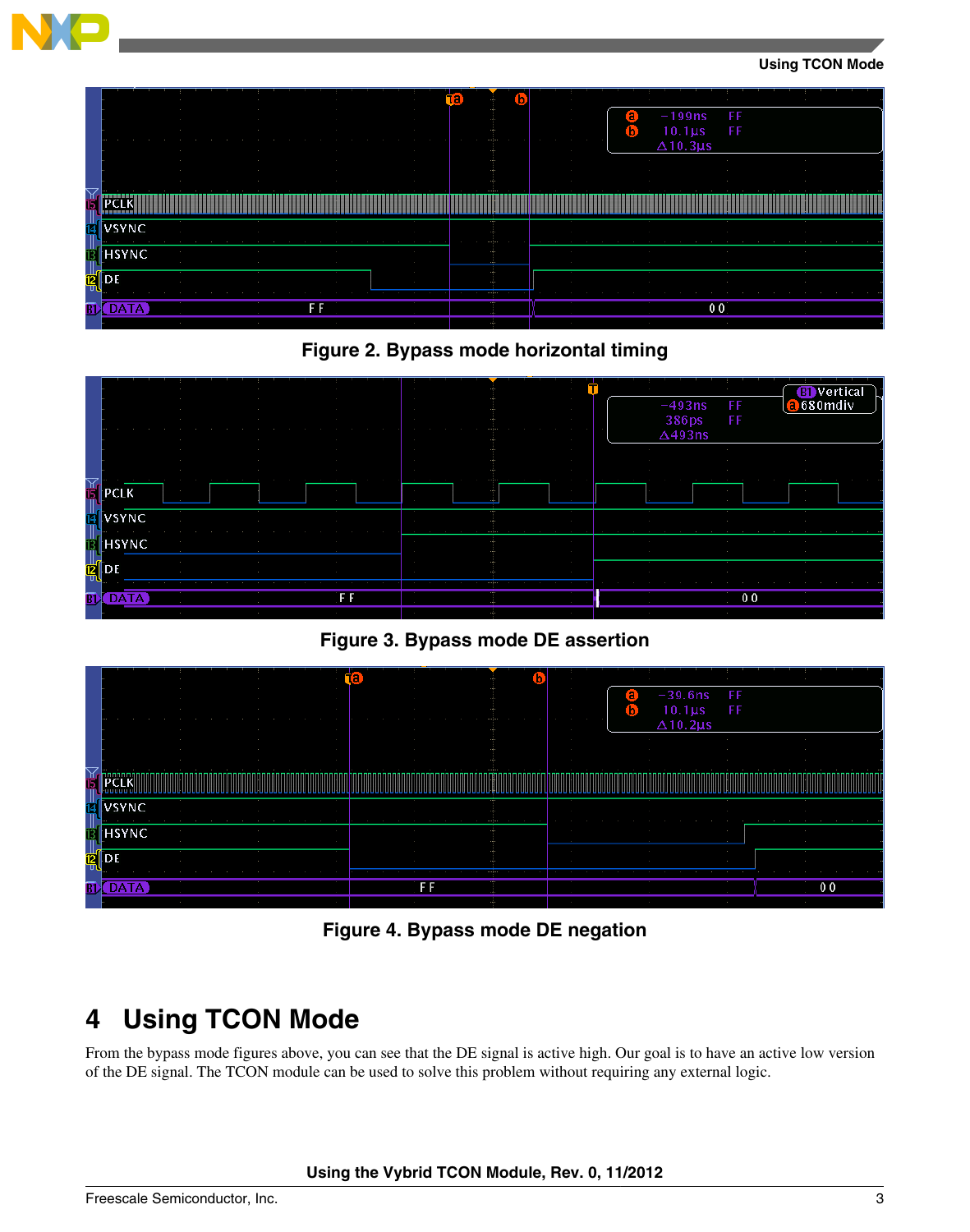Figure 2. Bypass mode horizontal timing

Figure 3. Bypass mode DE assertion

Figure 4. Bypass mode DE negation

## 4 Using TCON Mode

From the bypass mode figures above, you can see that the DE signal is active high. Our goal is to have an active low version of the DE signal. The TCON module can be used to solve this problem without requiring any external logic.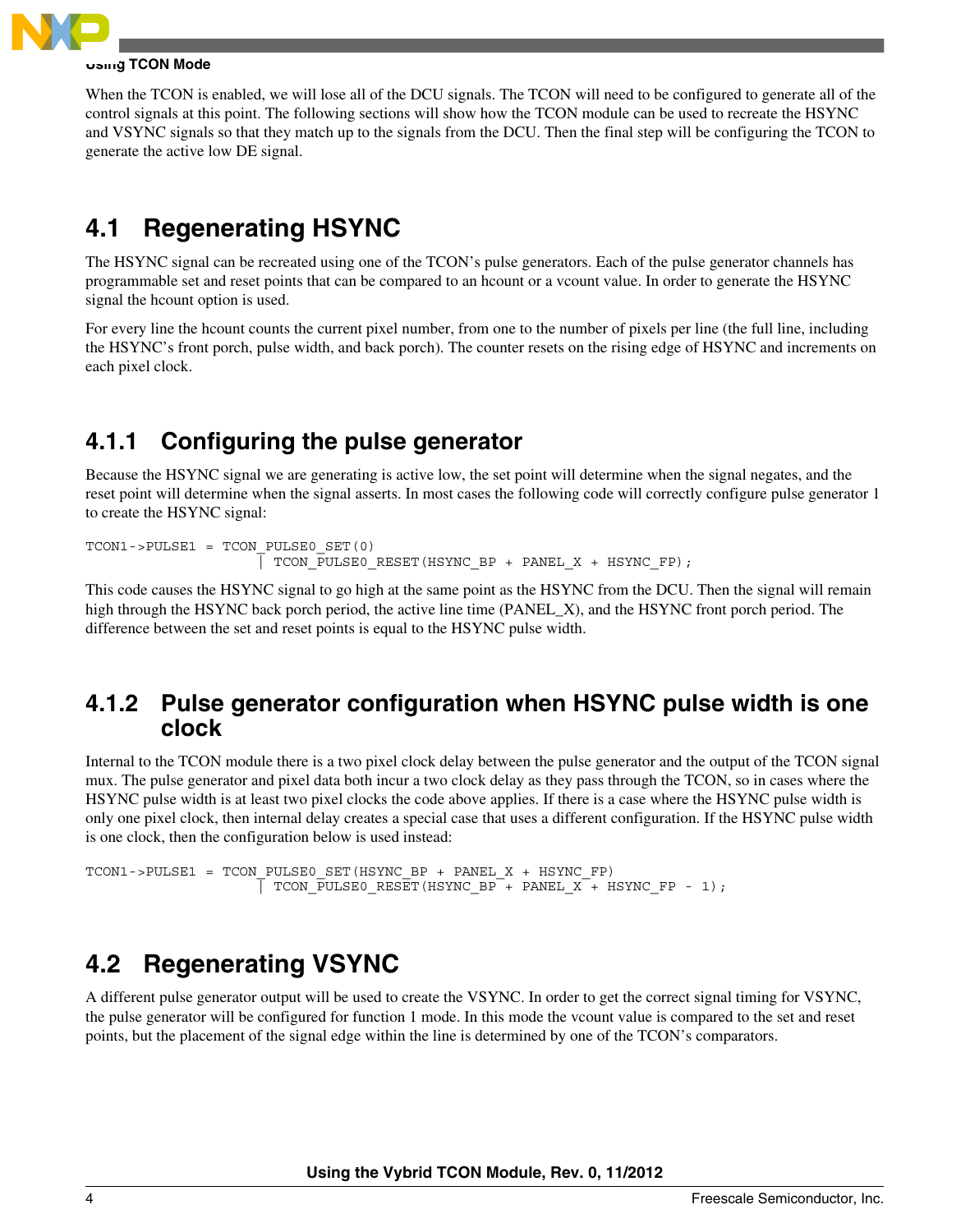When the TCON is enabled, we will lose all of the DCU signals. The TCON will need to be configured to generate all of the control signals at this point. The following sections will show how the TCON module can be used to recreate the HSYNC and VSYNC signals so that they match up to the signals from the DCU. Then the final step will be configuring the TCON to generate the active low DE signal.

## 4.1 Regenerating HSYNC

The HSYNC signal can be recreated using one of the TCON's pulse generators. Each of the pulse generator channels has programmable set and reset points that can be compared to an hcount or a vcount value. In order to generate the HSYNC signal the hcount option is used.

For every line the hcount counts the current pixel number, from one to the number of pixels per line (the full line, including the HSYNC's front porch, pulse width, and back porch). The counter resets on the rising edge of HSYNC and increments on each pixel clock.

### 4.1.1 Configuring the pulse generator

Because the HSYNC signal we are generating is active low, the set point will determine when the signal negates, and the reset point will determine when the signal asserts. In most cases the following code will correctly configure pulse generator 1 to create the HSYNC signal:

```
TCON1->PULSE1 = TCON_PULSE0_SET(0)
                | TCON_PULSE0_RESET(HSYNC_BP + PANEL_X + HSYNC_FP);
```

This code causes the HSYNC signal to go high at the same point as the HSYNC from the DCU. Then the signal will remain high through the HSYNC back porch period, the active line time (PANEL_X), and the HSYNC front porch period. The difference between the set and reset points is equal to the HSYNC pulse width.

### 4.1.2 Pulse generator configuration when HSYNC pulse width is one clock

Internal to the TCON module there is a two pixel clock delay between the pulse generator and the output of the TCON signal mux. The pulse generator and pixel data both incur a two clock delay as they pass through the TCON, so in cases where the HSYNC pulse width is at least two pixel clocks the code above applies. If there is a case where the HSYNC pulse width is only one pixel clock, then internal delay creates a special case that uses a different configuration. If the HSYNC pulse width is one clock, then the configuration below is used instead:

```
TCON1->PULSE1 = TCON_PULSE0_SET(HSYNC_BP + PANEL_X + HSYNC_FP)
                | TCON_PULSE0_RESET(HSYNC_BP + PANEL_X + HSYNC_FP - 1);
```

## 4.2 Regenerating VSYNC

A different pulse generator output will be used to create the VSYNC. In order to get the correct signal timing for VSYNC, the pulse generator will be configured for function 1 mode. In this mode the vcount value is compared to the set and reset points, but the placement of the signal edge within the line is determined by one of the TCON's comparators.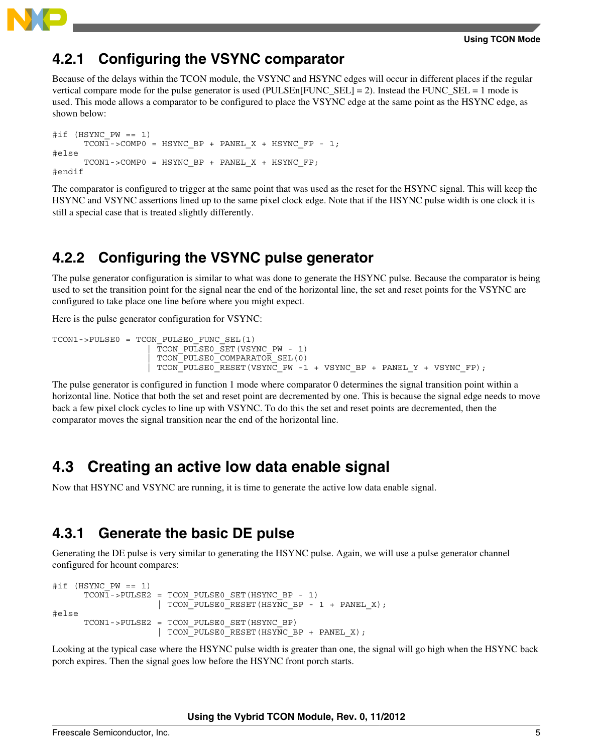### 4.2.1 Configuring the VSYNC comparator

Because of the delays within the TCON module, the VSYNC and HSYNC edges will occur in different places if the regular vertical compare mode for the pulse generator is used (PULSEn[FUNC_SEL] = 2). Instead the FUNC_SEL = 1 mode is used. This mode allows a comparator to be configured to place the VSYNC edge at the same point as the HSYNC edge, as shown below:

```
#if (HSYNC_PW == 1)
      TCON1->COMP0 = HSYNC_BP + PANEL_X + HSYNC_FP - 1;
#else
      TCON1->COMP0 = HSYNC_BP + PANEL_X + HSYNC_FP;
#endif
```

The comparator is configured to trigger at the same point that was used as the reset for the HSYNC signal. This will keep the HSYNC and VSYNC assertions lined up to the same pixel clock edge. Note that if the HSYNC pulse width is one clock it is still a special case that is treated slightly differently.

### 4.2.2 Configuring the VSYNC pulse generator

The pulse generator configuration is similar to what was done to generate the HSYNC pulse. Because the comparator is being used to set the transition point for the signal near the end of the horizontal line, the set and reset points for the VSYNC are configured to take place one line before where you might expect.

Here is the pulse generator configuration for VSYNC:

```
TCON1->PULSE0 = TCON_PULSE0_FUNC_SEL(1)
                  | TCON_PULSE0_SET(VSYNC_PW - 1)
                  | TCON_PULSE0_COMPARATOR_SEL(0)
                  | TCON_PULSE0_RESET(VSYNC_PW -1 + VSYNC_BP + PANEL_Y + VSYNC_FP);
```

The pulse generator is configured in function 1 mode where comparator 0 determines the signal transition point within a horizontal line. Notice that both the set and reset point are decremented by one. This is because the signal edge needs to move back a few pixel clock cycles to line up with VSYNC. To do this the set and reset points are decremented, then the comparator moves the signal transition near the end of the horizontal line.

## 4.3 Creating an active low data enable signal

Now that HSYNC and VSYNC are running, it is time to generate the active low data enable signal.

### 4.3.1 Generate the basic DE pulse

Generating the DE pulse is very similar to generating the HSYNC pulse. Again, we will use a pulse generator channel configured for hcount compares:

```
#if (HSYNC_PW == 1)
      TCON1->PULSE2 = TCON_PULSE0_SET(HSYNC_BP - 1)
                    | TCON_PULSE0_RESET(HSYNC_BP - 1 + PANEL_X);
#else
      TCON1->PULSE2 = TCON_PULSE0_SET(HSYNC_BP)
                    | TCON_PULSE0_RESET(HSYNC_BP + PANEL_X);
```

Looking at the typical case where the HSYNC pulse width is greater than one, the signal will go high when the HSYNC back porch expires. Then the signal goes low before the HSYNC front porch starts.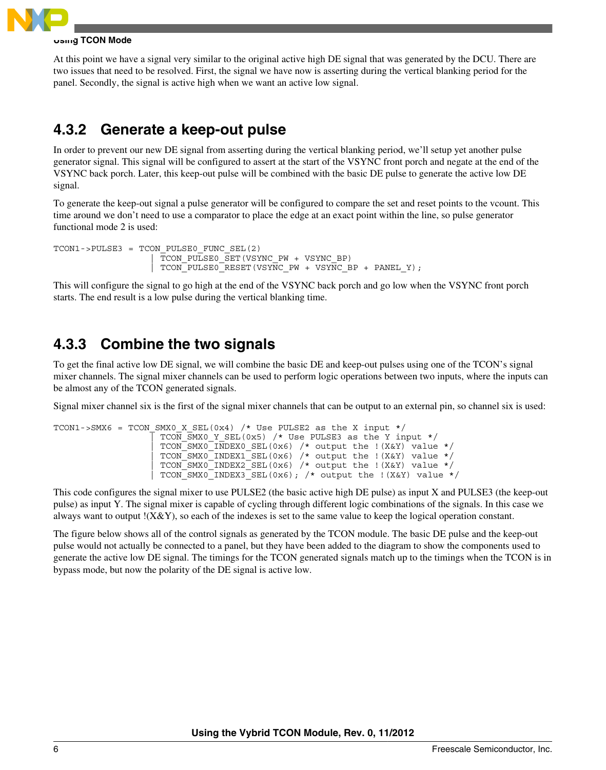At this point we have a signal very similar to the original active high DE signal that was generated by the DCU. There are two issues that need to be resolved. First, the signal we have now is asserting during the vertical blanking period for the panel. Secondly, the signal is active high when we want an active low signal.

### 4.3.2 Generate a keep-out pulse

In order to prevent our new DE signal from asserting during the vertical blanking period, we'll setup yet another pulse generator signal. This signal will be configured to assert at the start of the VSYNC front porch and negate at the end of the VSYNC back porch. Later, this keep-out pulse will be combined with the basic DE pulse to generate the active low DE signal.

To generate the keep-out signal a pulse generator will be configured to compare the set and reset points to the vcount. This time around we don't need to use a comparator to place the edge at an exact point within the line, so pulse generator functional mode 2 is used:

```
TCON1->PULSE3 = TCON_PULSE0_FUNC_SEL(2)
                | TCON_PULSE0_SET(VSYNC_PW + VSYNC_BP)
                | TCON_PULSE0_RESET(VSYNC_PW + VSYNC_BP + PANEL_Y);
```

This will configure the signal to go high at the end of the VSYNC back porch and go low when the VSYNC front porch starts. The end result is a low pulse during the vertical blanking time.

### 4.3.3 Combine the two signals

To get the final active low DE signal, we will combine the basic DE and keep-out pulses using one of the TCON's signal mixer channels. The signal mixer channels can be used to perform logic operations between two inputs, where the inputs can be almost any of the TCON generated signals.

Signal mixer channel six is the first of the signal mixer channels that can be output to an external pin, so channel six is used:

```
TCON1->SMX6 = TCON_SMX0_X_SEL(0x4) /* Use PULSE2 as the X input */
                | TCON_SMX0_Y_SEL(0x5) /* Use PULSE3 as the Y input */
                | TCON_SMX0_INDEX0_SEL(0x6) /* output the !(X&Y) value */
                | TCON_SMX0_INDEX1_SEL(0x6) /* output the !(X&Y) value */
                | TCON_SMX0_INDEX2_SEL(0x6) /* output the !(X&Y) value */
                | TCON_SMX0_INDEX3_SEL(0x6); /* output the !(X&Y) value */
```

This code configures the signal mixer to use PULSE2 (the basic active high DE pulse) as input X and PULSE3 (the keep-out pulse) as input Y. The signal mixer is capable of cycling through different logic combinations of the signals. In this case we always want to output !(X&Y), so each of the indexes is set to the same value to keep the logical operation constant.

The figure below shows all of the control signals as generated by the TCON module. The basic DE pulse and the keep-out pulse would not actually be connected to a panel, but they have been added to the diagram to show the components used to generate the active low DE signal. The timings for the TCON generated signals match up to the timings when the TCON is in bypass mode, but now the polarity of the DE signal is active low.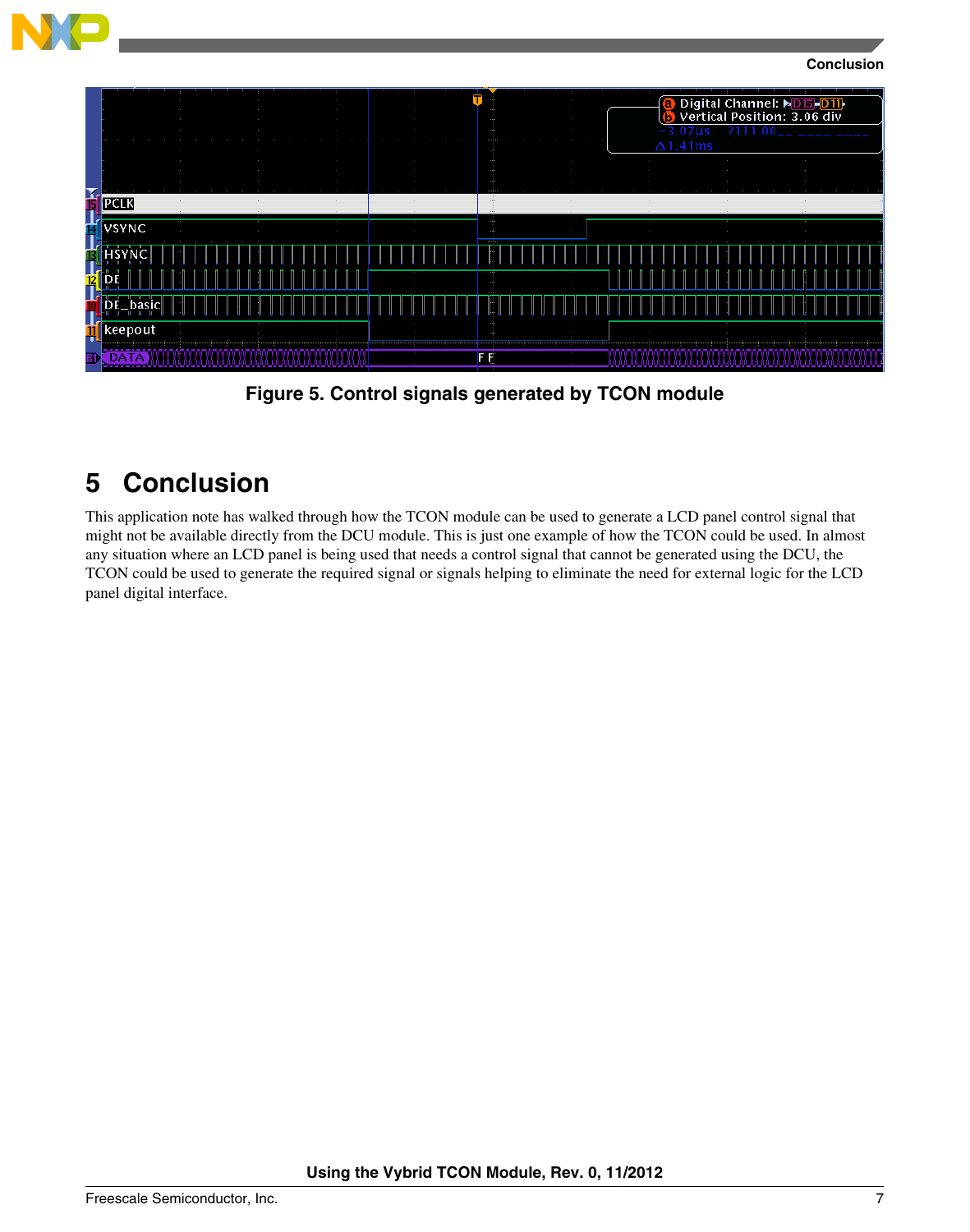Figure 5. Control signals generated by TCON module

## 5 Conclusion

This application note has walked through how the TCON module can be used to generate a LCD panel control signal that might not be available directly from the DCU module. This is just one example of how the TCON could be used. In almost any situation where an LCD panel is being used that needs a control signal that cannot be generated using the DCU, the TCON could be used to generate the required signal or signals helping to eliminate the need for external logic for the LCD panel digital interface.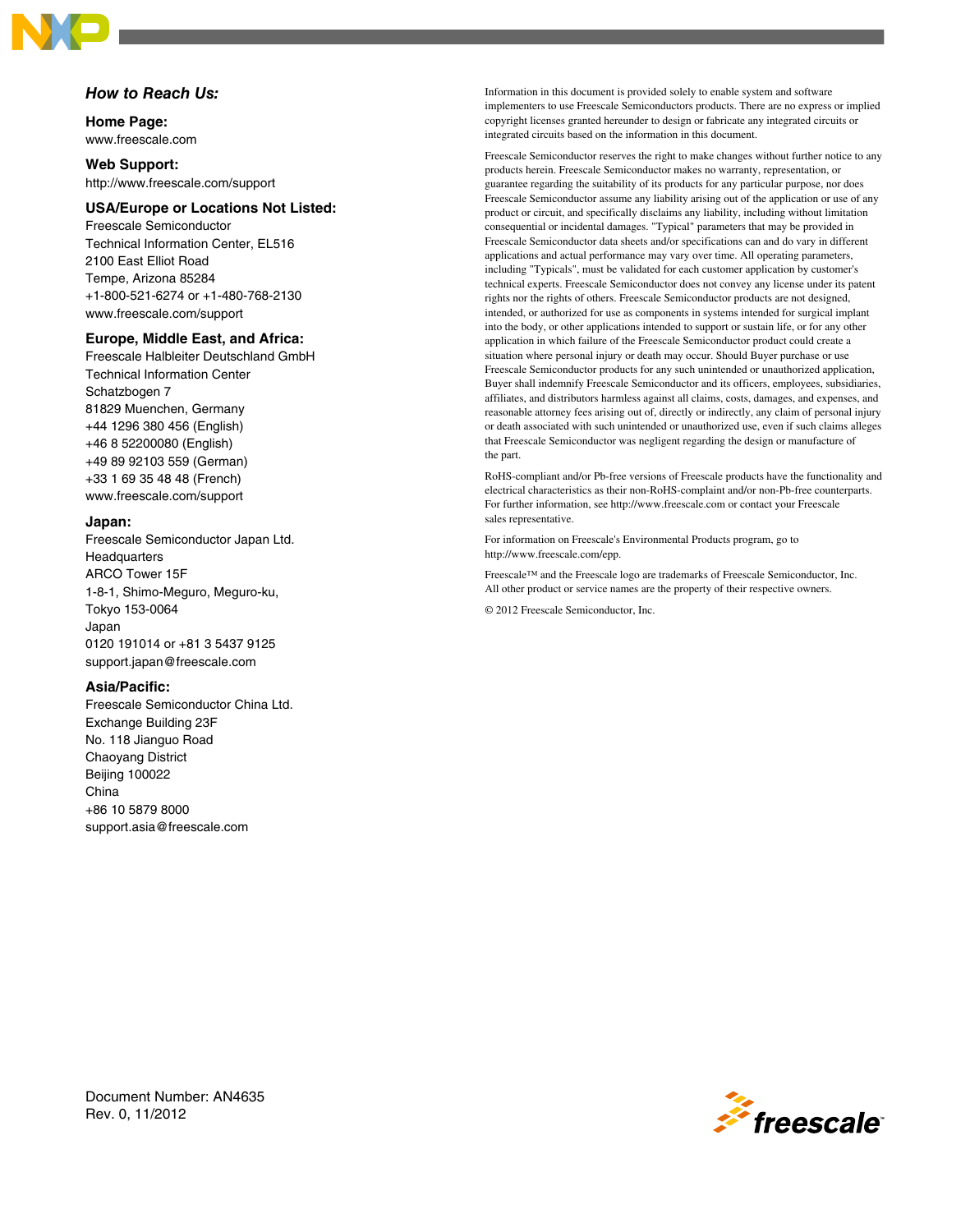*How to Reach Us:*

**Home Page:**
www.freescale.com

**Web Support:**
http://www.freescale.com/support

**USA/Europe or Locations Not Listed:**
Freescale Semiconductor
Technical Information Center, EL516
2100 East Elliot Road
Tempe, Arizona 85284
+1-800-521-6274 or +1-480-768-2130
www.freescale.com/support

**Europe, Middle East, and Africa:**
Freescale Halbleiter Deutschland GmbH
Technical Information Center
Schatzbogen 7
81829 Muenchen, Germany
+44 1296 380 456 (English)
+46 8 52200080 (English)
+49 89 92103 559 (German)
+33 1 69 35 48 48 (French)
www.freescale.com/support

**Japan:**
Freescale Semiconductor Japan Ltd.
Headquarters
ARCO Tower 15F
1-8-1, Shimo-Meguro, Meguro-ku,
Tokyo 153-0064
Japan
0120 191014 or +81 3 5437 9125
support.japan@freescale.com

**Asia/Pacific:**
Freescale Semiconductor China Ltd.
Exchange Building 23F
No. 118 Jianguo Road
Chaoyang District
Beijing 100022
China
+86 10 5879 8000
support.asia@freescale.com

Information in this document is provided solely to enable system and software implementers to use Freescale Semiconductors products. There are no express or implied copyright licenses granted hereunder to design or fabricate any integrated circuits or integrated circuits based on the information in this document.

Freescale Semiconductor reserves the right to make changes without further notice to any products herein. Freescale Semiconductor makes no warranty, representation, or guarantee regarding the suitability of its products for any particular purpose, nor does Freescale Semiconductor assume any liability arising out of the application or use of any product or circuit, and specifically disclaims any liability, including without limitation consequential or incidental damages. "Typical" parameters that may be provided in Freescale Semiconductor data sheets and/or specifications can and do vary in different applications and actual performance may vary over time. All operating parameters, including "Typicals", must be validated for each customer application by customer's technical experts. Freescale Semiconductor does not convey any license under its patent rights nor the rights of others. Freescale Semiconductor products are not designed, intended, or authorized for use as components in systems intended for surgical implant into the body, or other applications intended to support or sustain life, or for any other application in which failure of the Freescale Semiconductor product could create a situation where personal injury or death may occur. Should Buyer purchase or use Freescale Semiconductor products for any such unintended or unauthorized application, Buyer shall indemnify Freescale Semiconductor and its officers, employees, subsidiaries, affiliates, and distributors harmless against all claims, costs, damages, and expenses, and reasonable attorney fees arising out of, directly or indirectly, any claim of personal injury or death associated with such unintended or unauthorized use, even if such claims alleges that Freescale Semiconductor was negligent regarding the design or manufacture of the part.

RoHS-compliant and/or Pb-free versions of Freescale products have the functionality and electrical characteristics as their non-RoHS-complaint and/or non-Pb-free counterparts. For further information, see http://www.freescale.com or contact your Freescale sales representative.

For information on Freescale's Environmental Products program, go to http://www.freescale.com/epp.

Freescale™ and the Freescale logo are trademarks of Freescale Semiconductor, Inc. All other product or service names are the property of their respective owners.

© 2012 Freescale Semiconductor, Inc.

Document Number: AN4635
Rev. 0, 11/2012